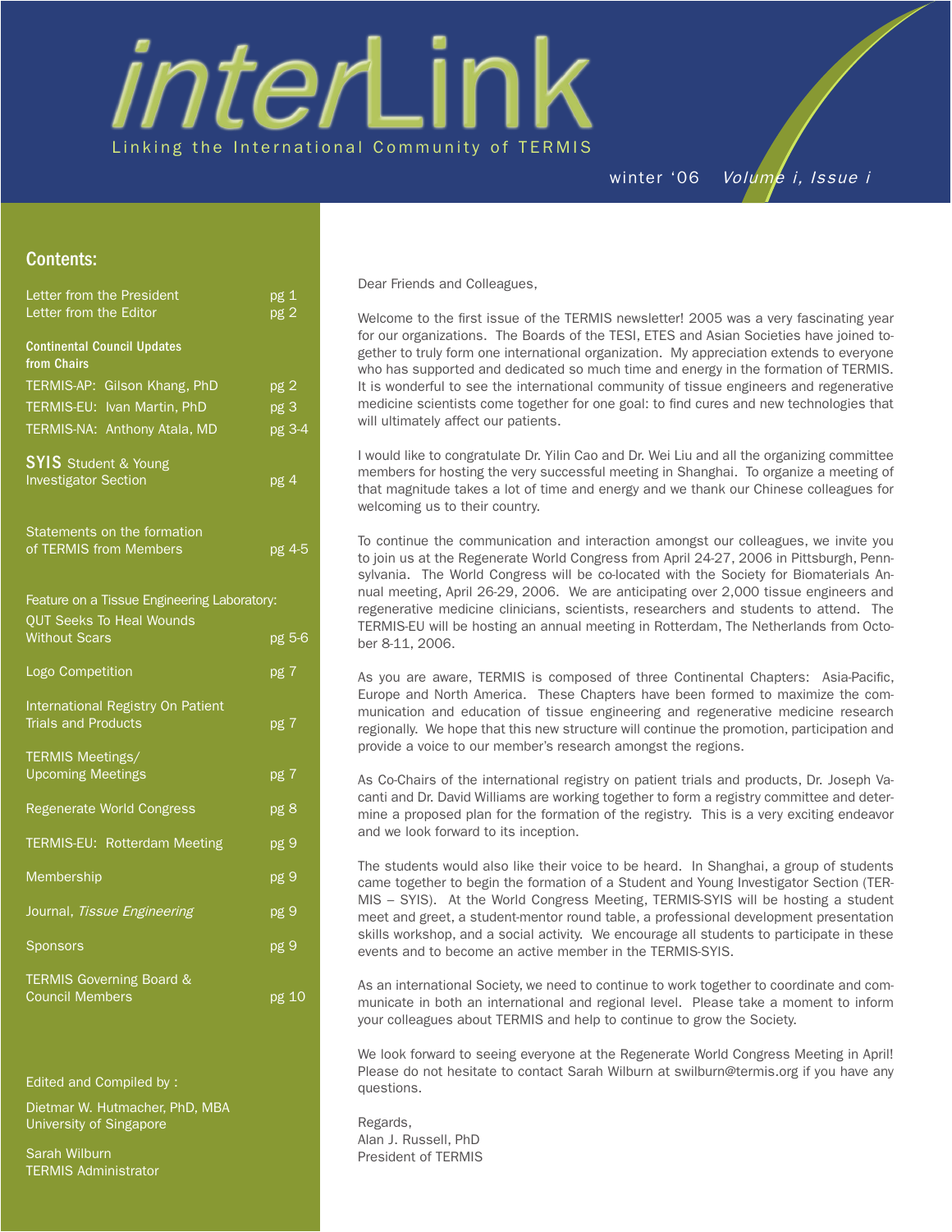# interLink

Linking the International Community of TERMIS

winter '06 *Volume i, Issue i*

## Contents:

| | |
|---|---|
| Letter from the President | pg 1 |
| Letter from the Editor | pg 2 |
| **Continental Council Updates from Chairs** | |
| TERMIS-AP: Gilson Khang, PhD | pg 2 |
| TERMIS-EU: Ivan Martin, PhD | pg 3 |
| TERMIS-NA: Anthony Atala, MD | pg 3-4 |
| **SYIS** Student & Young Investigator Section | pg 4 |
| Statements on the formation of TERMIS from Members | pg 4-5 |
| Feature on a Tissue Engineering Laboratory: QUT Seeks To Heal Wounds Without Scars | pg 5-6 |
| Logo Competition | pg 7 |
| International Registry On Patient Trials and Products | pg 7 |
| TERMIS Meetings/ Upcoming Meetings | pg 7 |
| Regenerate World Congress | pg 8 |
| TERMIS-EU: Rotterdam Meeting | pg 9 |
| Membership | pg 9 |
| Journal, *Tissue Engineering* | pg 9 |
| Sponsors | pg 9 |
| TERMIS Governing Board & Council Members | pg 10 |

Edited and Compiled by :

Dietmar W. Hutmacher, PhD, MBA
University of Singapore

Sarah Wilburn
TERMIS Administrator

Dear Friends and Colleagues,

Welcome to the first issue of the TERMIS newsletter! 2005 was a very fascinating year for our organizations. The Boards of the TESI, ETES and Asian Societies have joined together to truly form one international organization. My appreciation extends to everyone who has supported and dedicated so much time and energy in the formation of TERMIS. It is wonderful to see the international community of tissue engineers and regenerative medicine scientists come together for one goal: to find cures and new technologies that will ultimately affect our patients.

I would like to congratulate Dr. Yilin Cao and Dr. Wei Liu and all the organizing committee members for hosting the very successful meeting in Shanghai. To organize a meeting of that magnitude takes a lot of time and energy and we thank our Chinese colleagues for welcoming us to their country.

To continue the communication and interaction amongst our colleagues, we invite you to join us at the Regenerate World Congress from April 24-27, 2006 in Pittsburgh, Pennsylvania. The World Congress will be co-located with the Society for Biomaterials Annual meeting, April 26-29, 2006. We are anticipating over 2,000 tissue engineers and regenerative medicine clinicians, scientists, researchers and students to attend. The TERMIS-EU will be hosting an annual meeting in Rotterdam, The Netherlands from October 8-11, 2006.

As you are aware, TERMIS is composed of three Continental Chapters: Asia-Pacific, Europe and North America. These Chapters have been formed to maximize the communication and education of tissue engineering and regenerative medicine research regionally. We hope that this new structure will continue the promotion, participation and provide a voice to our member's research amongst the regions.

As Co-Chairs of the international registry on patient trials and products, Dr. Joseph Vacanti and Dr. David Williams are working together to form a registry committee and determine a proposed plan for the formation of the registry. This is a very exciting endeavor and we look forward to its inception.

The students would also like their voice to be heard. In Shanghai, a group of students came together to begin the formation of a Student and Young Investigator Section (TERMIS – SYIS). At the World Congress Meeting, TERMIS-SYIS will be hosting a student meet and greet, a student-mentor round table, a professional development presentation skills workshop, and a social activity. We encourage all students to participate in these events and to become an active member in the TERMIS-SYIS.

As an international Society, we need to continue to work together to coordinate and communicate in both an international and regional level. Please take a moment to inform your colleagues about TERMIS and help to continue to grow the Society.

We look forward to seeing everyone at the Regenerate World Congress Meeting in April! Please do not hesitate to contact Sarah Wilburn at swilburn@termis.org if you have any questions.

Regards,
Alan J. Russell, PhD
President of TERMIS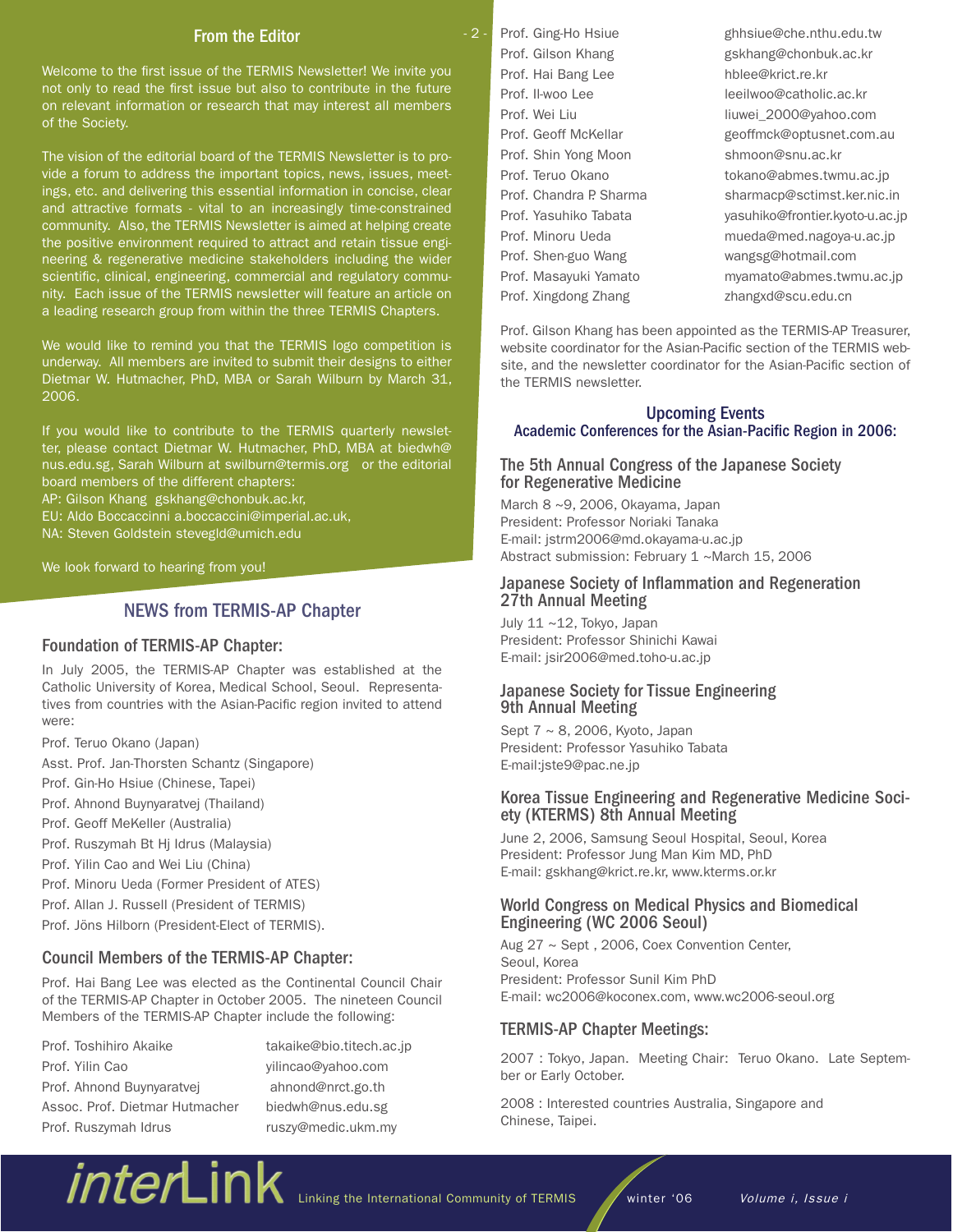## From the Editor

Welcome to the first issue of the TERMIS Newsletter! We invite you not only to read the first issue but also to contribute in the future on relevant information or research that may interest all members of the Society.

The vision of the editorial board of the TERMIS Newsletter is to provide a forum to address the important topics, news, issues, meetings, etc. and delivering this essential information in concise, clear and attractive formats - vital to an increasingly time-constrained community. Also, the TERMIS Newsletter is aimed at helping create the positive environment required to attract and retain tissue engineering & regenerative medicine stakeholders including the wider scientific, clinical, engineering, commercial and regulatory community. Each issue of the TERMIS newsletter will feature an article on a leading research group from within the three TERMIS Chapters.

We would like to remind you that the TERMIS logo competition is underway. All members are invited to submit their designs to either Dietmar W. Hutmacher, PhD, MBA or Sarah Wilburn by March 31, 2006.

If you would like to contribute to the TERMIS quarterly newsletter, please contact Dietmar W. Hutmacher, PhD, MBA at biedwh@nus.edu.sg, Sarah Wilburn at swilburn@termis.org or the editorial board members of the different chapters:
AP: Gilson Khang gskhang@chonbuk.ac.kr,
EU: Aldo Boccaccinni a.boccaccini@imperial.ac.uk,
NA: Steven Goldstein stevegld@umich.edu

We look forward to hearing from you!

## NEWS from TERMIS-AP Chapter

### Foundation of TERMIS-AP Chapter:

In July 2005, the TERMIS-AP Chapter was established at the Catholic University of Korea, Medical School, Seoul. Representatives from countries with the Asian-Pacific region invited to attend were:

Prof. Teruo Okano (Japan)
Asst. Prof. Jan-Thorsten Schantz (Singapore)
Prof. Gin-Ho Hsiue (Chinese, Tapei)
Prof. Ahnond Buynyaratvej (Thailand)
Prof. Geoff MeKeller (Australia)
Prof. Ruszymah Bt Hj Idrus (Malaysia)
Prof. Yilin Cao and Wei Liu (China)
Prof. Minoru Ueda (Former President of ATES)
Prof. Allan J. Russell (President of TERMIS)
Prof. Jöns Hilborn (President-Elect of TERMIS).

### Council Members of the TERMIS-AP Chapter:

Prof. Hai Bang Lee was elected as the Continental Council Chair of the TERMIS-AP Chapter in October 2005. The nineteen Council Members of the TERMIS-AP Chapter include the following:

| | |
|---|---|
| Prof. Toshihiro Akaike | takaike@bio.titech.ac.jp |
| Prof. Yilin Cao | yilincao@yahoo.com |
| Prof. Ahnond Buynyaratvej | ahnond@nrct.go.th |
| Assoc. Prof. Dietmar Hutmacher | biedwh@nus.edu.sg |
| Prof. Ruszymah Idrus | ruszy@medic.ukm.my |
| Prof. Ging-Ho Hsiue | ghhsiue@che.nthu.edu.tw |
| Prof. Gilson Khang | gskhang@chonbuk.ac.kr |
| Prof. Hai Bang Lee | hblee@krict.re.kr |
| Prof. Il-woo Lee | leeilwoo@catholic.ac.kr |
| Prof. Wei Liu | liuwei_2000@yahoo.com |
| Prof. Geoff McKellar | geoffmck@optusnet.com.au |
| Prof. Shin Yong Moon | shmoon@snu.ac.kr |
| Prof. Teruo Okano | tokano@abmes.twmu.ac.jp |
| Prof. Chandra P. Sharma | sharmacp@sctimst.ker.nic.in |
| Prof. Yasuhiko Tabata | yasuhiko@frontier.kyoto-u.ac.jp |
| Prof. Minoru Ueda | mueda@med.nagoya-u.ac.jp |
| Prof. Shen-guo Wang | wangsg@hotmail.com |
| Prof. Masayuki Yamato | myamato@abmes.twmu.ac.jp |
| Prof. Xingdong Zhang | zhangxd@scu.edu.cn |

Prof. Gilson Khang has been appointed as the TERMIS-AP Treasurer, website coordinator for the Asian-Pacific section of the TERMIS website, and the newsletter coordinator for the Asian-Pacific section of the TERMIS newsletter.

## Upcoming Events

### Academic Conferences for the Asian-Pacific Region in 2006:

#### The 5th Annual Congress of the Japanese Society for Regenerative Medicine

March 8 ~9, 2006, Okayama, Japan
President: Professor Noriaki Tanaka
E-mail: jstrm2006@md.okayama-u.ac.jp
Abstract submission: February 1 ~March 15, 2006

#### Japanese Society of Inflammation and Regeneration 27th Annual Meeting

July 11 ~12, Tokyo, Japan
President: Professor Shinichi Kawai
E-mail: jsir2006@med.toho-u.ac.jp

#### Japanese Society for Tissue Engineering 9th Annual Meeting

Sept 7 ~ 8, 2006, Kyoto, Japan
President: Professor Yasuhiko Tabata
E-mail:jste9@pac.ne.jp

#### Korea Tissue Engineering and Regenerative Medicine Society (KTERMS) 8th Annual Meeting

June 2, 2006, Samsung Seoul Hospital, Seoul, Korea
President: Professor Jung Man Kim MD, PhD
E-mail: gskhang@krict.re.kr, www.kterms.or.kr

#### World Congress on Medical Physics and Biomedical Engineering (WC 2006 Seoul)

Aug 27 ~ Sept , 2006, Coex Convention Center, Seoul, Korea
President: Professor Sunil Kim PhD
E-mail: wc2006@koconex.com, www.wc2006-seoul.org

### TERMIS-AP Chapter Meetings:

2007 : Tokyo, Japan. Meeting Chair: Teruo Okano. Late September or Early October.

2008 : Interested countries Australia, Singapore and Chinese, Taipei.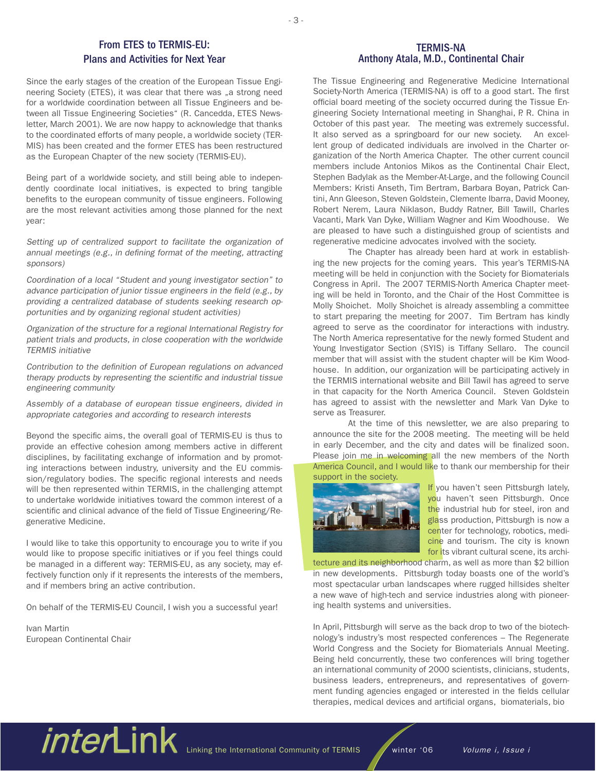## From ETES to TERMIS-EU: Plans and Activities for Next Year

Since the early stages of the creation of the European Tissue Engineering Society (ETES), it was clear that there was „a strong need for a worldwide coordination between all Tissue Engineers and between all Tissue Engineering Societies" (R. Cancedda, ETES Newsletter, March 2001). We are now happy to acknowledge that thanks to the coordinated efforts of many people, a worldwide society (TERMIS) has been created and the former ETES has been restructured as the European Chapter of the new society (TERMIS-EU).

Being part of a worldwide society, and still being able to independently coordinate local initiatives, is expected to bring tangible benefits to the european community of tissue engineers. Following are the most relevant activities among those planned for the next year:

*Setting up of centralized support to facilitate the organization of annual meetings (e.g., in defining format of the meeting, attracting sponsors)*

*Coordination of a local "Student and young investigator section" to advance participation of junior tissue engineers in the field (e.g., by providing a centralized database of students seeking research opportunities and by organizing regional student activities)*

*Organization of the structure for a regional International Registry for patient trials and products, in close cooperation with the worldwide TERMIS initiative*

*Contribution to the definition of European regulations on advanced therapy products by representing the scientific and industrial tissue engineering community*

*Assembly of a database of european tissue engineers, divided in appropriate categories and according to research interests*

Beyond the specific aims, the overall goal of TERMIS-EU is thus to provide an effective cohesion among members active in different disciplines, by facilitating exchange of information and by promoting interactions between industry, university and the EU commission/regulatory bodies. The specific regional interests and needs will be then represented within TERMIS, in the challenging attempt to undertake worldwide initiatives toward the common interest of a scientific and clinical advance of the field of Tissue Engineering/Regenerative Medicine.

I would like to take this opportunity to encourage you to write if you would like to propose specific initiatives or if you feel things could be managed in a different way: TERMIS-EU, as any society, may effectively function only if it represents the interests of the members, and if members bring an active contribution.

On behalf of the TERMIS-EU Council, I wish you a successful year!

Ivan Martin
European Continental Chair

## TERMIS-NA
## Anthony Atala, M.D., Continental Chair

The Tissue Engineering and Regenerative Medicine International Society-North America (TERMIS-NA) is off to a good start. The first official board meeting of the society occurred during the Tissue Engineering Society International meeting in Shanghai, P. R. China in October of this past year. The meeting was extremely successful. It also served as a springboard for our new society. An excellent group of dedicated individuals are involved in the Charter organization of the North America Chapter. The other current council members include Antonios Mikos as the Continental Chair Elect, Stephen Badylak as the Member-At-Large, and the following Council Members: Kristi Anseth, Tim Bertram, Barbara Boyan, Patrick Cantini, Ann Gleeson, Steven Goldstein, Clemente Ibarra, David Mooney, Robert Nerem, Laura Niklason, Buddy Ratner, Bill Tawill, Charles Vacanti, Mark Van Dyke, William Wagner and Kim Woodhouse. We are pleased to have such a distinguished group of scientists and regenerative medicine advocates involved with the society.

The Chapter has already been hard at work in establishing the new projects for the coming years. This year's TERMIS-NA meeting will be held in conjunction with the Society for Biomaterials Congress in April. The 2007 TERMIS-North America Chapter meeting will be held in Toronto, and the Chair of the Host Committee is Molly Shoichet. Molly Shoichet is already assembling a committee to start preparing the meeting for 2007. Tim Bertram has kindly agreed to serve as the coordinator for interactions with industry. The North America representative for the newly formed Student and Young Investigator Section (SYIS) is Tiffany Sellaro. The council member that will assist with the student chapter will be Kim Woodhouse. In addition, our organization will be participating actively in the TERMIS international website and Bill Tawil has agreed to serve in that capacity for the North America Council. Steven Goldstein has agreed to assist with the newsletter and Mark Van Dyke to serve as Treasurer.

At the time of this newsletter, we are also preparing to announce the site for the 2008 meeting. The meeting will be held in early December, and the city and dates will be finalized soon. Please join me in welcoming all the new members of the North America Council, and I would like to thank our membership for their support in the society.

If you haven't seen Pittsburgh lately, you haven't seen Pittsburgh. Once the industrial hub for steel, iron and glass production, Pittsburgh is now a center for technology, robotics, medicine and tourism. The city is known for its vibrant cultural scene, its architecture and its neighborhood charm, as well as more than $2 billion in new developments. Pittsburgh today boasts one of the world's most spectacular urban landscapes where rugged hillsides shelter a new wave of high-tech and service industries along with pioneering health systems and universities.

In April, Pittsburgh will serve as the back drop to two of the biotechnology's industry's most respected conferences – The Regenerate World Congress and the Society for Biomaterials Annual Meeting. Being held concurrently, these two conferences will bring together an international community of 2000 scientists, clinicians, students, business leaders, entrepreneurs, and representatives of government funding agencies engaged or interested in the fields cellular therapies, medical devices and artificial organs, biomaterials, bio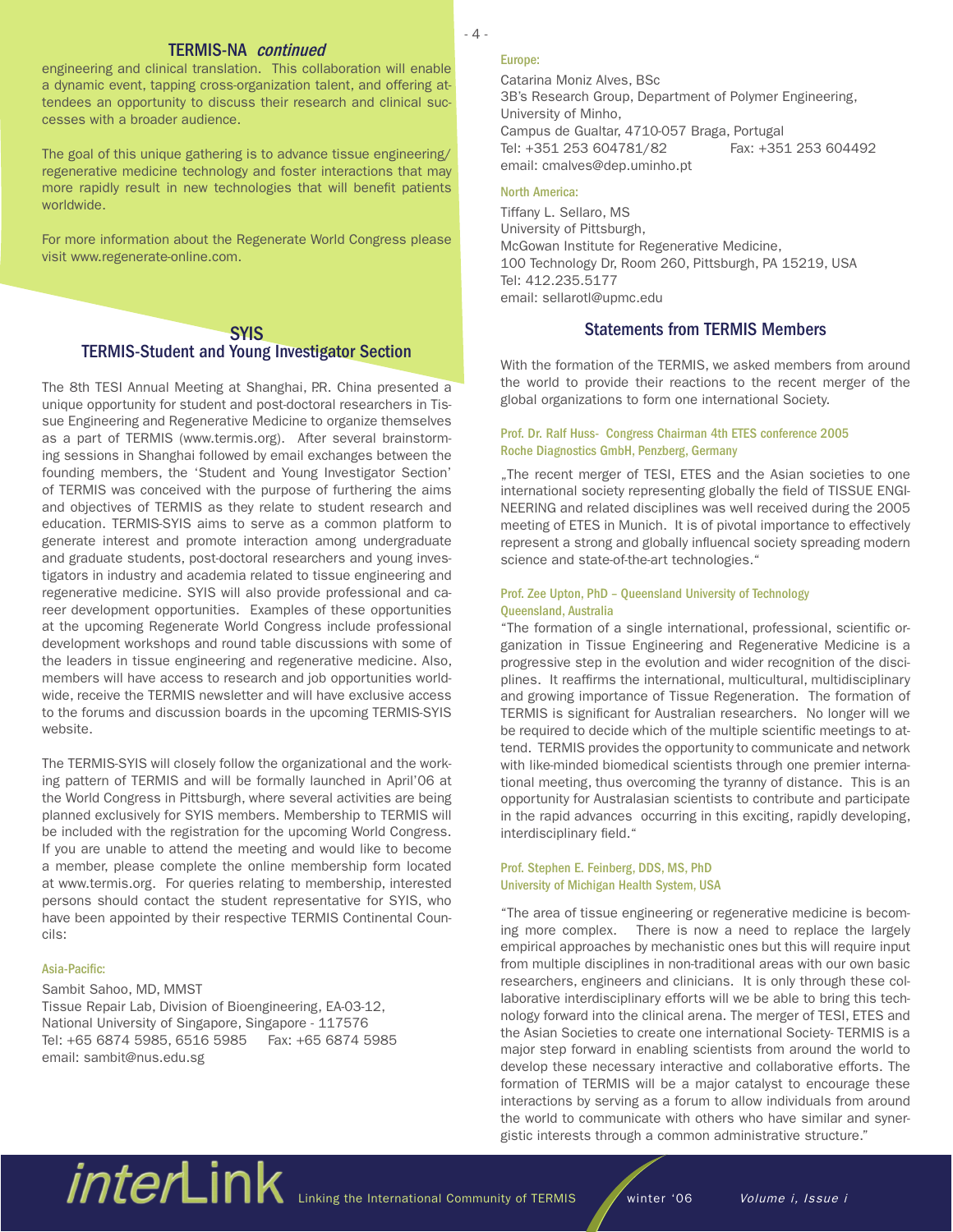## TERMIS-NA *continued*

engineering and clinical translation. This collaboration will enable a dynamic event, tapping cross-organization talent, and offering attendees an opportunity to discuss their research and clinical successes with a broader audience.

The goal of this unique gathering is to advance tissue engineering/regenerative medicine technology and foster interactions that may more rapidly result in new technologies that will benefit patients worldwide.

For more information about the Regenerate World Congress please visit www.regenerate-online.com.

## SYIS
## TERMIS-Student and Young Investigator Section

The 8th TESI Annual Meeting at Shanghai, P.R. China presented a unique opportunity for student and post-doctoral researchers in Tissue Engineering and Regenerative Medicine to organize themselves as a part of TERMIS (www.termis.org). After several brainstorming sessions in Shanghai followed by email exchanges between the founding members, the 'Student and Young Investigator Section' of TERMIS was conceived with the purpose of furthering the aims and objectives of TERMIS as they relate to student research and education. TERMIS-SYIS aims to serve as a common platform to generate interest and promote interaction among undergraduate and graduate students, post-doctoral researchers and young investigators in industry and academia related to tissue engineering and regenerative medicine. SYIS will also provide professional and career development opportunities. Examples of these opportunities at the upcoming Regenerate World Congress include professional development workshops and round table discussions with some of the leaders in tissue engineering and regenerative medicine. Also, members will have access to research and job opportunities worldwide, receive the TERMIS newsletter and will have exclusive access to the forums and discussion boards in the upcoming TERMIS-SYIS website.

The TERMIS-SYIS will closely follow the organizational and the working pattern of TERMIS and will be formally launched in April'06 at the World Congress in Pittsburgh, where several activities are being planned exclusively for SYIS members. Membership to TERMIS will be included with the registration for the upcoming World Congress. If you are unable to attend the meeting and would like to become a member, please complete the online membership form located at www.termis.org. For queries relating to membership, interested persons should contact the student representative for SYIS, who have been appointed by their respective TERMIS Continental Councils:

**Asia-Pacific:**

Sambit Sahoo, MD, MMST
Tissue Repair Lab, Division of Bioengineering, EA-03-12,
National University of Singapore, Singapore - 117576
Tel: +65 6874 5985, 6516 5985 Fax: +65 6874 5985
email: sambit@nus.edu.sg

**Europe:**

Catarina Moniz Alves, BSc
3B's Research Group, Department of Polymer Engineering,
University of Minho,
Campus de Gualtar, 4710-057 Braga, Portugal
Tel: +351 253 604781/82 Fax: +351 253 604492
email: cmalves@dep.uminho.pt

**North America:**

Tiffany L. Sellaro, MS
University of Pittsburgh,
McGowan Institute for Regenerative Medicine,
100 Technology Dr, Room 260, Pittsburgh, PA 15219, USA
Tel: 412.235.5177
email: sellarotl@upmc.edu

## Statements from TERMIS Members

With the formation of the TERMIS, we asked members from around the world to provide their reactions to the recent merger of the global organizations to form one international Society.

**Prof. Dr. Ralf Huss- Congress Chairman 4th ETES conference 2005**
**Roche Diagnostics GmbH, Penzberg, Germany**

„The recent merger of TESI, ETES and the Asian societies to one international society representing globally the field of TISSUE ENGINEERING and related disciplines was well received during the 2005 meeting of ETES in Munich. It is of pivotal importance to effectively represent a strong and globally influencal society spreading modern science and state-of-the-art technologies."

**Prof. Zee Upton, PhD – Queensland University of Technology**
**Queensland, Australia**

"The formation of a single international, professional, scientific organization in Tissue Engineering and Regenerative Medicine is a progressive step in the evolution and wider recognition of the disciplines. It reaffirms the international, multicultural, multidisciplinary and growing importance of Tissue Regeneration. The formation of TERMIS is significant for Australian researchers. No longer will we be required to decide which of the multiple scientific meetings to attend. TERMIS provides the opportunity to communicate and network with like-minded biomedical scientists through one premier international meeting, thus overcoming the tyranny of distance. This is an opportunity for Australasian scientists to contribute and participate in the rapid advances occurring in this exciting, rapidly developing, interdisciplinary field."

**Prof. Stephen E. Feinberg, DDS, MS, PhD**
**University of Michigan Health System, USA**

"The area of tissue engineering or regenerative medicine is becoming more complex. There is now a need to replace the largely empirical approaches by mechanistic ones but this will require input from multiple disciplines in non-traditional areas with our own basic researchers, engineers and clinicians. It is only through these collaborative interdisciplinary efforts will we be able to bring this technology forward into the clinical arena. The merger of TESI, ETES and the Asian Societies to create one international Society- TERMIS is a major step forward in enabling scientists from around the world to develop these necessary interactive and collaborative efforts. The formation of TERMIS will be a major catalyst to encourage these interactions by serving as a forum to allow individuals from around the world to communicate with others who have similar and synergistic interests through a common administrative structure."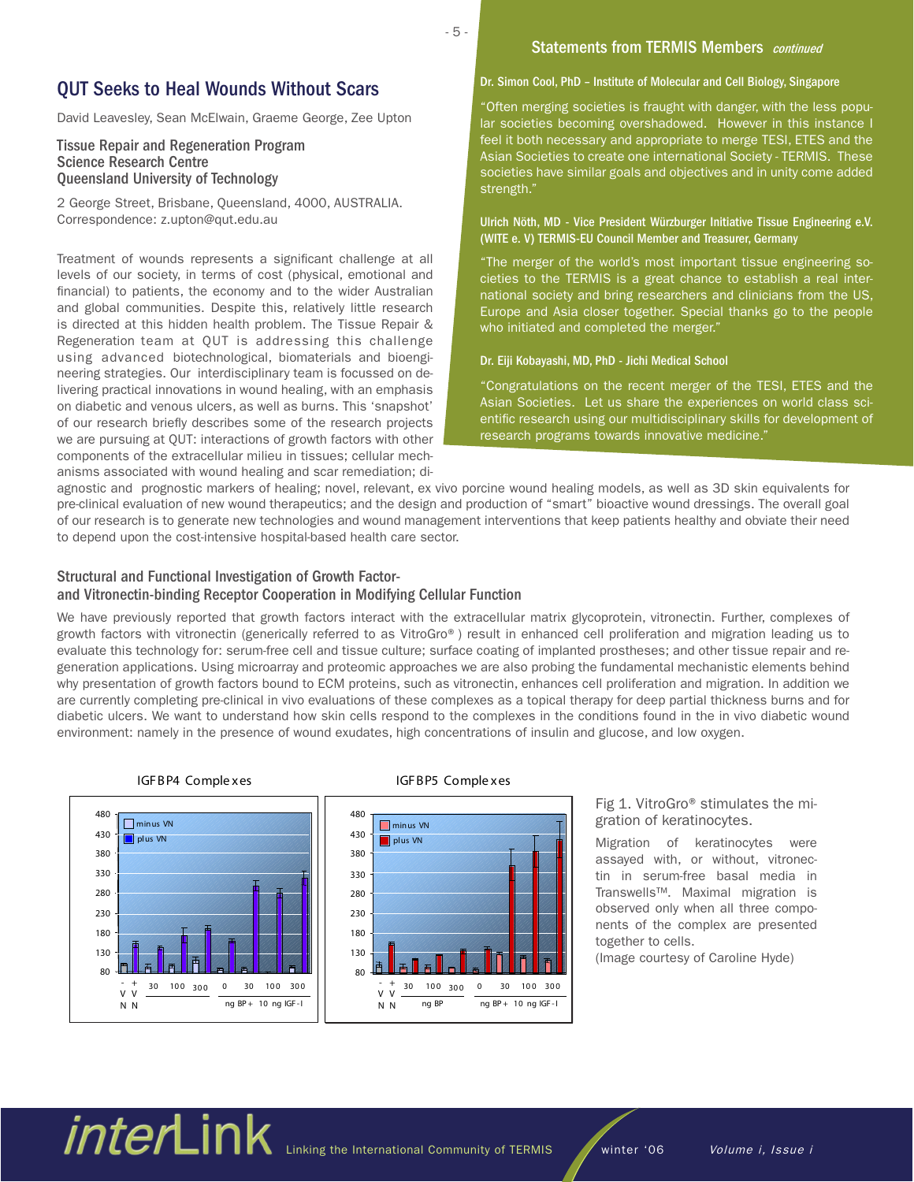## Statements from TERMIS Members *continued*

**Dr. Simon Cool, PhD – Institute of Molecular and Cell Biology, Singapore**

"Often merging societies is fraught with danger, with the less popular societies becoming overshadowed. However in this instance I feel it both necessary and appropriate to merge TESI, ETES and the Asian Societies to create one international Society - TERMIS. These societies have similar goals and objectives and in unity come added strength."

**Ulrich Nöth, MD - Vice President Würzburger Initiative Tissue Engineering e.V. (WITE e. V) TERMIS-EU Council Member and Treasurer, Germany**

"The merger of the world's most important tissue engineering societies to the TERMIS is a great chance to establish a real international society and bring researchers and clinicians from the US, Europe and Asia closer together. Special thanks go to the people who initiated and completed the merger."

**Dr. Eiji Kobayashi, MD, PhD - Jichi Medical School**

"Congratulations on the recent merger of the TESI, ETES and the Asian Societies. Let us share the experiences on world class scientific research using our multidisciplinary skills for development of research programs towards innovative medicine."

# QUT Seeks to Heal Wounds Without Scars

David Leavesley, Sean McElwain, Graeme George, Zee Upton

Tissue Repair and Regeneration Program
Science Research Centre
Queensland University of Technology

2 George Street, Brisbane, Queensland, 4000, AUSTRALIA.
Correspondence: z.upton@qut.edu.au

Treatment of wounds represents a significant challenge at all levels of our society, in terms of cost (physical, emotional and financial) to patients, the economy and to the wider Australian and global communities. Despite this, relatively little research is directed at this hidden health problem. The Tissue Repair & Regeneration team at QUT is addressing this challenge using advanced biotechnological, biomaterials and bioengineering strategies. Our interdisciplinary team is focussed on delivering practical innovations in wound healing, with an emphasis on diabetic and venous ulcers, as well as burns. This 'snapshot' of our research briefly describes some of the research projects we are pursuing at QUT: interactions of growth factors with other components of the extracellular milieu in tissues; cellular mechanisms associated with wound healing and scar remediation; diagnostic and prognostic markers of healing; novel, relevant, ex vivo porcine wound healing models, as well as 3D skin equivalents for pre-clinical evaluation of new wound therapeutics; and the design and production of "smart" bioactive wound dressings. The overall goal of our research is to generate new technologies and wound management interventions that keep patients healthy and obviate their need to depend upon the cost-intensive hospital-based health care sector.

### Structural and Functional Investigation of Growth Factor- and Vitronectin-binding Receptor Cooperation in Modifying Cellular Function

We have previously reported that growth factors interact with the extracellular matrix glycoprotein, vitronectin. Further, complexes of growth factors with vitronectin (generically referred to as VitroGro®) result in enhanced cell proliferation and migration leading us to evaluate this technology for: serum-free cell and tissue culture; surface coating of implanted prostheses; and other tissue repair and regeneration applications. Using microarray and proteomic approaches we are also probing the fundamental mechanistic elements behind why presentation of growth factors bound to ECM proteins, such as vitronectin, enhances cell proliferation and migration. In addition we are currently completing pre-clinical in vivo evaluations of these complexes as a topical therapy for deep partial thickness burns and for diabetic ulcers. We want to understand how skin cells respond to the complexes in the conditions found in the in vivo diabetic wound environment: namely in the presence of wound exudates, high concentrations of insulin and glucose, and low oxygen.

Fig 1. VitroGro® stimulates the migration of keratinocytes.

Migration of keratinocytes were assayed with, or without, vitronectin in serum-free basal media in Transwells™. Maximal migration is observed only when all three components of the complex are presented together to cells.
(Image courtesy of Caroline Hyde)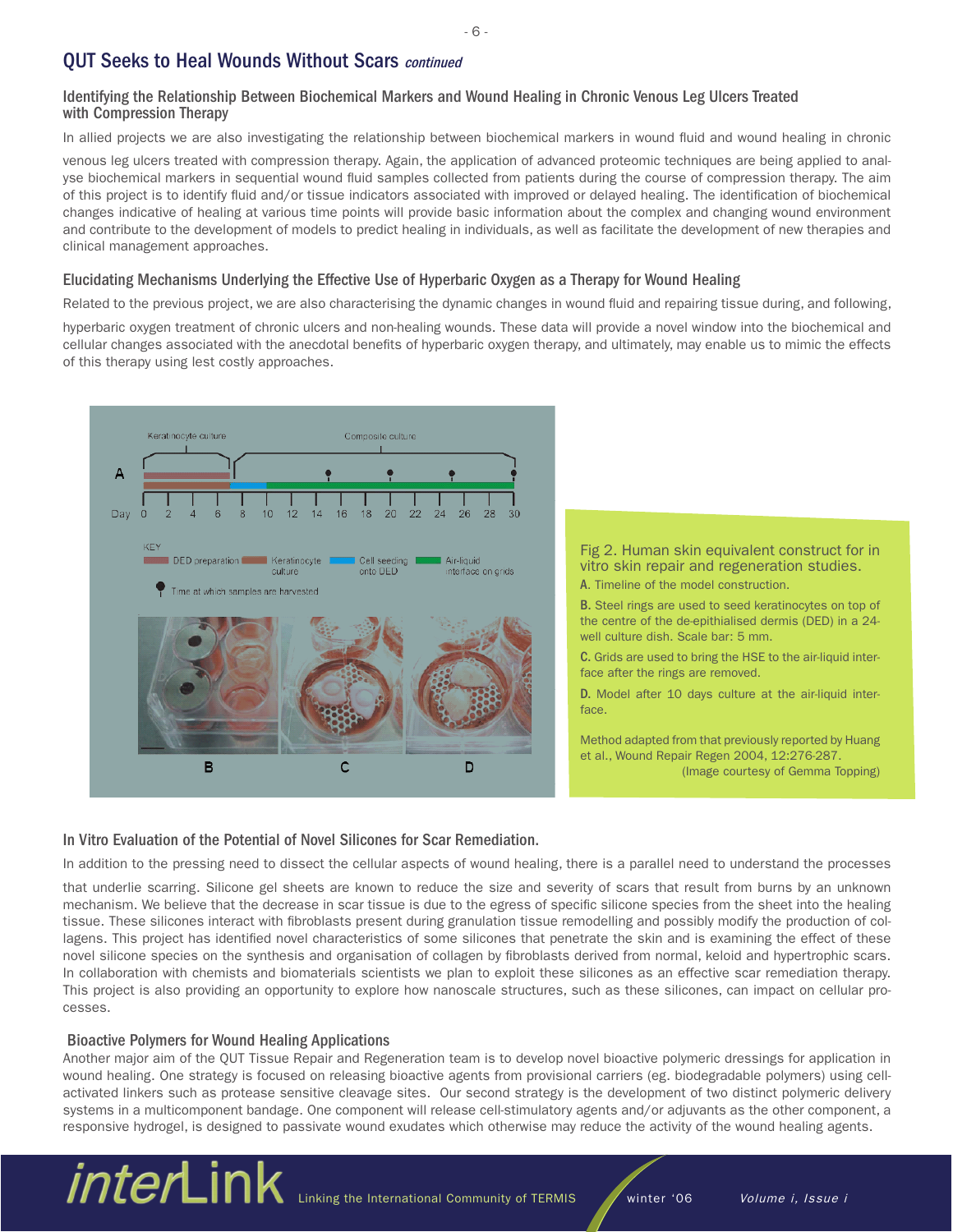## QUT Seeks to Heal Wounds Without Scars *continued*

### Identifying the Relationship Between Biochemical Markers and Wound Healing in Chronic Venous Leg Ulcers Treated with Compression Therapy

In allied projects we are also investigating the relationship between biochemical markers in wound fluid and wound healing in chronic venous leg ulcers treated with compression therapy. Again, the application of advanced proteomic techniques are being applied to analyse biochemical markers in sequential wound fluid samples collected from patients during the course of compression therapy. The aim of this project is to identify fluid and/or tissue indicators associated with improved or delayed healing. The identification of biochemical changes indicative of healing at various time points will provide basic information about the complex and changing wound environment and contribute to the development of models to predict healing in individuals, as well as facilitate the development of new therapies and clinical management approaches.

### Elucidating Mechanisms Underlying the Effective Use of Hyperbaric Oxygen as a Therapy for Wound Healing

Related to the previous project, we are also characterising the dynamic changes in wound fluid and repairing tissue during, and following, hyperbaric oxygen treatment of chronic ulcers and non-healing wounds. These data will provide a novel window into the biochemical and cellular changes associated with the anecdotal benefits of hyperbaric oxygen therapy, and ultimately, may enable us to mimic the effects of this therapy using lest costly approaches.

Fig 2. Human skin equivalent construct for in vitro skin repair and regeneration studies.

**A.** Timeline of the model construction.

**B.** Steel rings are used to seed keratinocytes on top of the centre of the de-epithialised dermis (DED) in a 24-well culture dish. Scale bar: 5 mm.

**C.** Grids are used to bring the HSE to the air-liquid interface after the rings are removed.

**D.** Model after 10 days culture at the air-liquid interface.

Method adapted from that previously reported by Huang et al., Wound Repair Regen 2004, 12:276-287.
(Image courtesy of Gemma Topping)

### In Vitro Evaluation of the Potential of Novel Silicones for Scar Remediation.

In addition to the pressing need to dissect the cellular aspects of wound healing, there is a parallel need to understand the processes that underlie scarring. Silicone gel sheets are known to reduce the size and severity of scars that result from burns by an unknown mechanism. We believe that the decrease in scar tissue is due to the egress of specific silicone species from the sheet into the healing tissue. These silicones interact with fibroblasts present during granulation tissue remodelling and possibly modify the production of collagens. This project has identified novel characteristics of some silicones that penetrate the skin and is examining the effect of these novel silicone species on the synthesis and organisation of collagen by fibroblasts derived from normal, keloid and hypertrophic scars. In collaboration with chemists and biomaterials scientists we plan to exploit these silicones as an effective scar remediation therapy. This project is also providing an opportunity to explore how nanoscale structures, such as these silicones, can impact on cellular processes.

### Bioactive Polymers for Wound Healing Applications

Another major aim of the QUT Tissue Repair and Regeneration team is to develop novel bioactive polymeric dressings for application in wound healing. One strategy is focused on releasing bioactive agents from provisional carriers (eg. biodegradable polymers) using cell-activated linkers such as protease sensitive cleavage sites. Our second strategy is the development of two distinct polymeric delivery systems in a multicomponent bandage. One component will release cell-stimulatory agents and/or adjuvants as the other component, a responsive hydrogel, is designed to passivate wound exudates which otherwise may reduce the activity of the wound healing agents.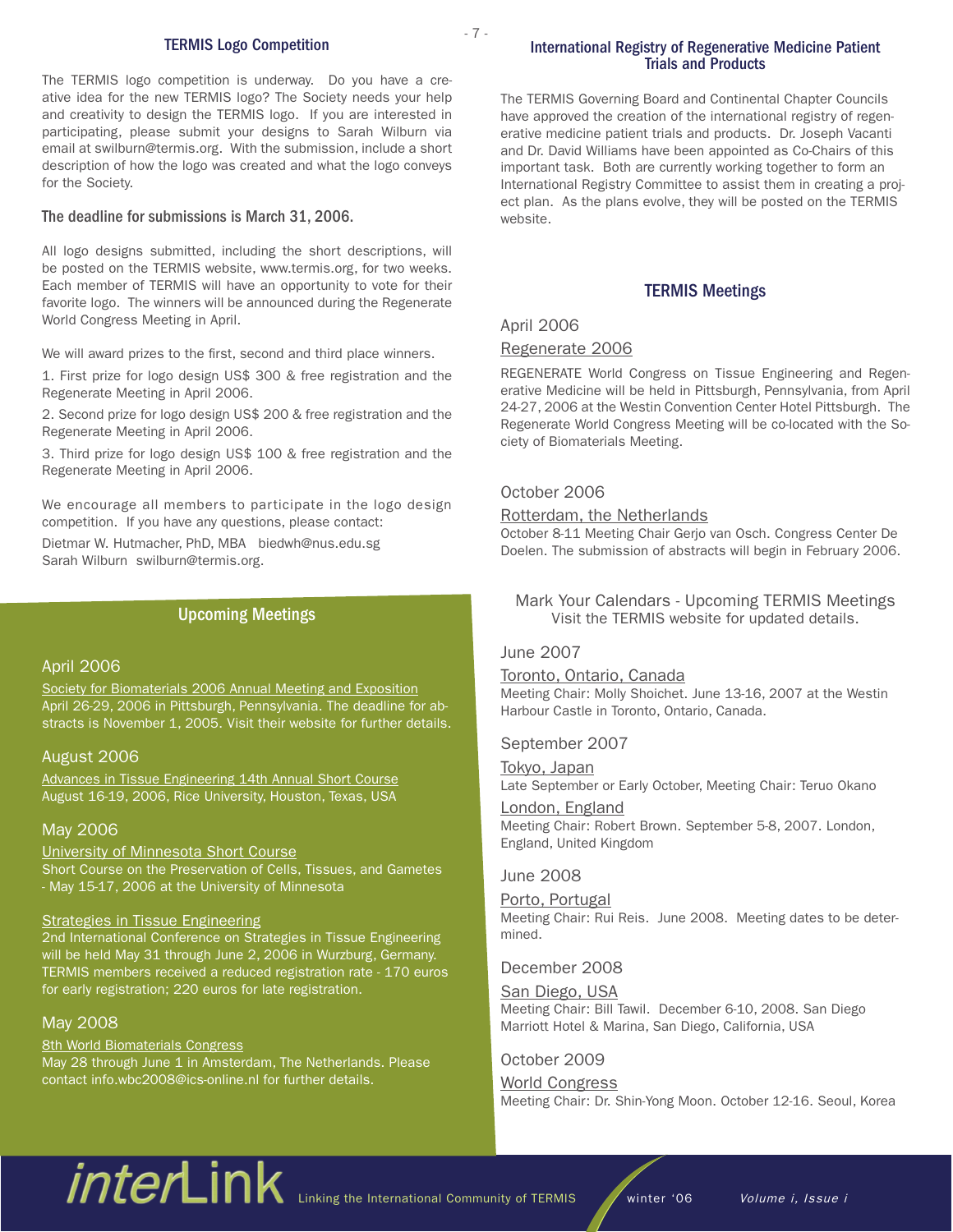## TERMIS Logo Competition

The TERMIS logo competition is underway. Do you have a creative idea for the new TERMIS logo? The Society needs your help and creativity to design the TERMIS logo. If you are interested in participating, please submit your designs to Sarah Wilburn via email at swilburn@termis.org. With the submission, include a short description of how the logo was created and what the logo conveys for the Society.

### The deadline for submissions is March 31, 2006.

All logo designs submitted, including the short descriptions, will be posted on the TERMIS website, www.termis.org, for two weeks. Each member of TERMIS will have an opportunity to vote for their favorite logo. The winners will be announced during the Regenerate World Congress Meeting in April.

We will award prizes to the first, second and third place winners.

1. First prize for logo design US$ 300 & free registration and the Regenerate Meeting in April 2006.
2. Second prize for logo design US$ 200 & free registration and the Regenerate Meeting in April 2006.
3. Third prize for logo design US$ 100 & free registration and the Regenerate Meeting in April 2006.

We encourage all members to participate in the logo design competition. If you have any questions, please contact:

Dietmar W. Hutmacher, PhD, MBA biedwh@nus.edu.sg
Sarah Wilburn swilburn@termis.org.

## Upcoming Meetings

### April 2006

Society for Biomaterials 2006 Annual Meeting and Exposition
April 26-29, 2006 in Pittsburgh, Pennsylvania. The deadline for abstracts is November 1, 2005. Visit their website for further details.

### August 2006

Advances in Tissue Engineering 14th Annual Short Course
August 16-19, 2006, Rice University, Houston, Texas, USA

### May 2006

University of Minnesota Short Course
Short Course on the Preservation of Cells, Tissues, and Gametes - May 15-17, 2006 at the University of Minnesota

Strategies in Tissue Engineering
2nd International Conference on Strategies in Tissue Engineering will be held May 31 through June 2, 2006 in Wurzburg, Germany. TERMIS members received a reduced registration rate - 170 euros for early registration; 220 euros for late registration.

### May 2008

8th World Biomaterials Congress
May 28 through June 1 in Amsterdam, The Netherlands. Please contact info.wbc2008@ics-online.nl for further details.

## International Registry of Regenerative Medicine Patient Trials and Products

The TERMIS Governing Board and Continental Chapter Councils have approved the creation of the international registry of regenerative medicine patient trials and products. Dr. Joseph Vacanti and Dr. David Williams have been appointed as Co-Chairs of this important task. Both are currently working together to form an International Registry Committee to assist them in creating a project plan. As the plans evolve, they will be posted on the TERMIS website.

## TERMIS Meetings

### April 2006

Regenerate 2006
REGENERATE World Congress on Tissue Engineering and Regenerative Medicine will be held in Pittsburgh, Pennsylvania, from April 24-27, 2006 at the Westin Convention Center Hotel Pittsburgh. The Regenerate World Congress Meeting will be co-located with the Society of Biomaterials Meeting.

### October 2006

Rotterdam, the Netherlands
October 8-11 Meeting Chair Gerjo van Osch. Congress Center De Doelen. The submission of abstracts will begin in February 2006.

Mark Your Calendars - Upcoming TERMIS Meetings
Visit the TERMIS website for updated details.

### June 2007

Toronto, Ontario, Canada
Meeting Chair: Molly Shoichet. June 13-16, 2007 at the Westin Harbour Castle in Toronto, Ontario, Canada.

### September 2007

Tokyo, Japan
Late September or Early October, Meeting Chair: Teruo Okano

London, England
Meeting Chair: Robert Brown. September 5-8, 2007. London, England, United Kingdom

### June 2008

Porto, Portugal
Meeting Chair: Rui Reis. June 2008. Meeting dates to be determined.

### December 2008

San Diego, USA
Meeting Chair: Bill Tawil. December 6-10, 2008. San Diego Marriott Hotel & Marina, San Diego, California, USA

### October 2009

World Congress
Meeting Chair: Dr. Shin-Yong Moon. October 12-16. Seoul, Korea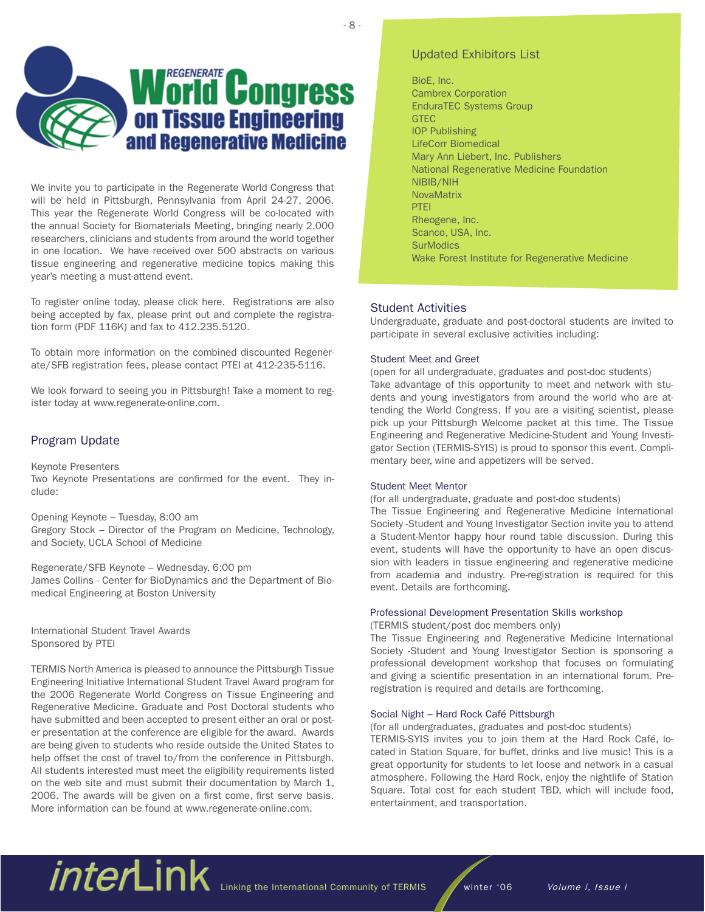# REGENERATE World Congress on Tissue Engineering and Regenerative Medicine

We invite you to participate in the Regenerate World Congress that will be held in Pittsburgh, Pennsylvania from April 24-27, 2006. This year the Regenerate World Congress will be co-located with the annual Society for Biomaterials Meeting, bringing nearly 2,000 researchers, clinicians and students from around the world together in one location. We have received over 500 abstracts on various tissue engineering and regenerative medicine topics making this year's meeting a must-attend event.

To register online today, please click here. Registrations are also being accepted by fax, please print out and complete the registration form (PDF 116K) and fax to 412.235.5120.

To obtain more information on the combined discounted Regenerate/SFB registration fees, please contact PTEI at 412-235-5116.

We look forward to seeing you in Pittsburgh! Take a moment to register today at www.regenerate-online.com.

## Program Update

Keynote Presenters

Two Keynote Presentations are confirmed for the event. They include:

Opening Keynote – Tuesday, 8:00 am
Gregory Stock – Director of the Program on Medicine, Technology, and Society, UCLA School of Medicine

Regenerate/SFB Keynote – Wednesday, 6:00 pm
James Collins - Center for BioDynamics and the Department of Biomedical Engineering at Boston University

International Student Travel Awards
Sponsored by PTEI

TERMIS North America is pleased to announce the Pittsburgh Tissue Engineering Initiative International Student Travel Award program for the 2006 Regenerate World Congress on Tissue Engineering and Regenerative Medicine. Graduate and Post Doctoral students who have submitted and been accepted to present either an oral or poster presentation at the conference are eligible for the award. Awards are being given to students who reside outside the United States to help offset the cost of travel to/from the conference in Pittsburgh. All students interested must meet the eligibility requirements listed on the web site and must submit their documentation by March 1, 2006. The awards will be given on a first come, first serve basis. More information can be found at www.regenerate-online.com.

## Updated Exhibitors List

BioE, Inc.
Cambrex Corporation
EnduraTEC Systems Group
GTEC
IOP Publishing
LifeCorr Biomedical
Mary Ann Liebert, Inc. Publishers
National Regenerative Medicine Foundation
NIBIB/NIH
NovaMatrix
PTEI
Rheogene, Inc.
Scanco, USA, Inc.
SurModics
Wake Forest Institute for Regenerative Medicine

## Student Activities

Undergraduate, graduate and post-doctoral students are invited to participate in several exclusive activities including:

### Student Meet and Greet

(open for all undergraduate, graduates and post-doc students)
Take advantage of this opportunity to meet and network with students and young investigators from around the world who are attending the World Congress. If you are a visiting scientist, please pick up your Pittsburgh Welcome packet at this time. The Tissue Engineering and Regenerative Medicine-Student and Young Investigator Section (TERMIS-SYIS) is proud to sponsor this event. Complimentary beer, wine and appetizers will be served.

### Student Meet Mentor

(for all undergraduate, graduate and post-doc students)
The Tissue Engineering and Regenerative Medicine International Society -Student and Young Investigator Section invite you to attend a Student-Mentor happy hour round table discussion. During this event, students will have the opportunity to have an open discussion with leaders in tissue engineering and regenerative medicine from academia and industry. Pre-registration is required for this event. Details are forthcoming.

### Professional Development Presentation Skills workshop

(TERMIS student/post doc members only)
The Tissue Engineering and Regenerative Medicine International Society -Student and Young Investigator Section is sponsoring a professional development workshop that focuses on formulating and giving a scientific presentation in an international forum. Pre-registration is required and details are forthcoming.

### Social Night – Hard Rock Café Pittsburgh

(for all undergraduates, graduates and post-doc students)
TERMIS-SYIS invites you to join them at the Hard Rock Café, located in Station Square, for buffet, drinks and live music! This is a great opportunity for students to let loose and network in a casual atmosphere. Following the Hard Rock, enjoy the nightlife of Station Square. Total cost for each student TBD, which will include food, entertainment, and transportation.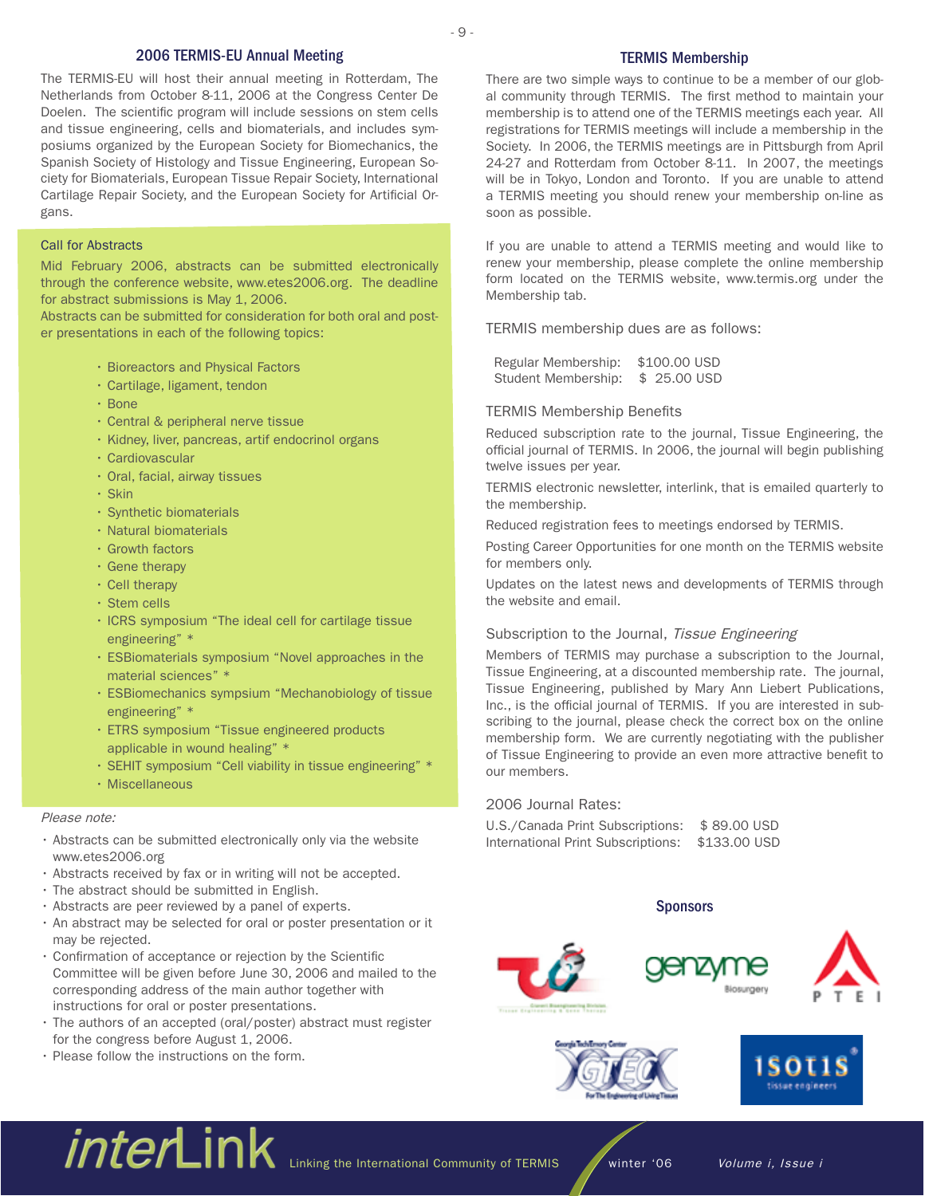## 2006 TERMIS-EU Annual Meeting

The TERMIS-EU will host their annual meeting in Rotterdam, The Netherlands from October 8-11, 2006 at the Congress Center De Doelen. The scientific program will include sessions on stem cells and tissue engineering, cells and biomaterials, and includes symposiums organized by the European Society for Biomechanics, the Spanish Society of Histology and Tissue Engineering, European Society for Biomaterials, European Tissue Repair Society, International Cartilage Repair Society, and the European Society for Artificial Organs.

### Call for Abstracts

Mid February 2006, abstracts can be submitted electronically through the conference website, www.etes2006.org. The deadline for abstract submissions is May 1, 2006.
Abstracts can be submitted for consideration for both oral and poster presentations in each of the following topics:

- Bioreactors and Physical Factors
- Cartilage, ligament, tendon
- Bone
- Central & peripheral nerve tissue
- Kidney, liver, pancreas, artif endocrinol organs
- Cardiovascular
- Oral, facial, airway tissues
- Skin
- Synthetic biomaterials
- Natural biomaterials
- Growth factors
- Gene therapy
- Cell therapy
- Stem cells
- ICRS symposium “The ideal cell for cartilage tissue engineering” *
- ESBiomaterials symposium “Novel approaches in the material sciences” *
- ESBiomechanics sympsium “Mechanobiology of tissue engineering” *
- ETRS symposium “Tissue engineered products applicable in wound healing” *
- SEHIT symposium “Cell viability in tissue engineering” *
- Miscellaneous

*Please note:*

- Abstracts can be submitted electronically only via the website www.etes2006.org
- Abstracts received by fax or in writing will not be accepted.
- The abstract should be submitted in English.
- Abstracts are peer reviewed by a panel of experts.
- An abstract may be selected for oral or poster presentation or it may be rejected.
- Confirmation of acceptance or rejection by the Scientific Committee will be given before June 30, 2006 and mailed to the corresponding address of the main author together with instructions for oral or poster presentations.
- The authors of an accepted (oral/poster) abstract must register for the congress before August 1, 2006.
- Please follow the instructions on the form.

## TERMIS Membership

There are two simple ways to continue to be a member of our global community through TERMIS. The first method to maintain your membership is to attend one of the TERMIS meetings each year. All registrations for TERMIS meetings will include a membership in the Society. In 2006, the TERMIS meetings are in Pittsburgh from April 24-27 and Rotterdam from October 8-11. In 2007, the meetings will be in Tokyo, London and Toronto. If you are unable to attend a TERMIS meeting you should renew your membership on-line as soon as possible.

If you are unable to attend a TERMIS meeting and would like to renew your membership, please complete the online membership form located on the TERMIS website, www.termis.org under the Membership tab.

### TERMIS membership dues are as follows:

| | |
|---|---|
| Regular Membership: | $100.00 USD |
| Student Membership: | $ 25.00 USD |

### TERMIS Membership Benefits

Reduced subscription rate to the journal, Tissue Engineering, the official journal of TERMIS. In 2006, the journal will begin publishing twelve issues per year.

TERMIS electronic newsletter, interlink, that is emailed quarterly to the membership.

Reduced registration fees to meetings endorsed by TERMIS.

Posting Career Opportunities for one month on the TERMIS website for members only.

Updates on the latest news and developments of TERMIS through the website and email.

### Subscription to the Journal, *Tissue Engineering*

Members of TERMIS may purchase a subscription to the Journal, Tissue Engineering, at a discounted membership rate. The journal, Tissue Engineering, published by Mary Ann Liebert Publications, Inc., is the official journal of TERMIS. If you are interested in subscribing to the journal, please check the correct box on the online membership form. We are currently negotiating with the publisher of Tissue Engineering to provide an even more attractive benefit to our members.

### 2006 Journal Rates:

| | |
|---|---|
| U.S./Canada Print Subscriptions: | $ 89.00 USD |
| International Print Subscriptions: | $133.00 USD |

## Sponsors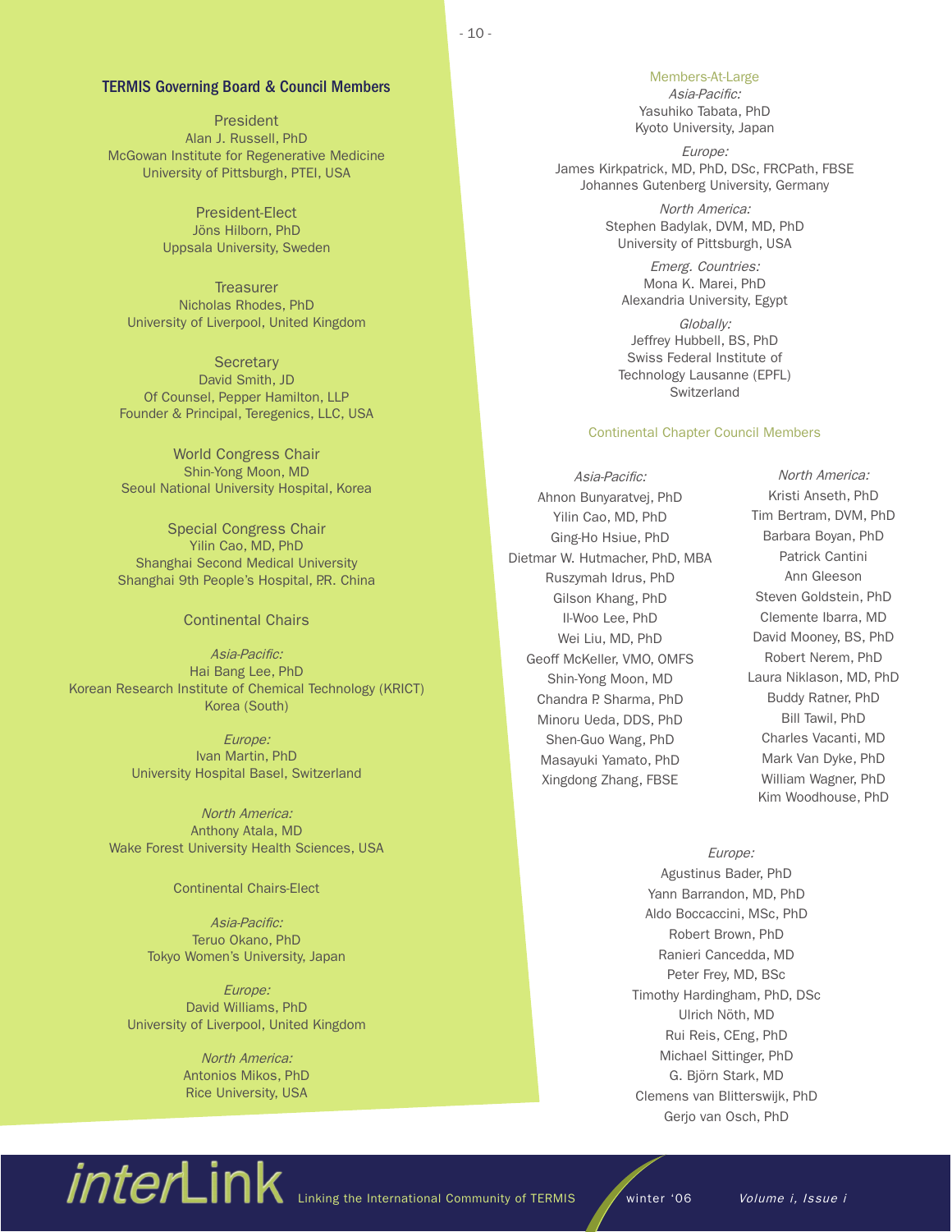## TERMIS Governing Board & Council Members

President
Alan J. Russell, PhD
McGowan Institute for Regenerative Medicine
University of Pittsburgh, PTEI, USA

President-Elect
Jöns Hilborn, PhD
Uppsala University, Sweden

Treasurer
Nicholas Rhodes, PhD
University of Liverpool, United Kingdom

Secretary
David Smith, JD
Of Counsel, Pepper Hamilton, LLP
Founder & Principal, Teregenics, LLC, USA

World Congress Chair
Shin-Yong Moon, MD
Seoul National University Hospital, Korea

Special Congress Chair
Yilin Cao, MD, PhD
Shanghai Second Medical University
Shanghai 9th People's Hospital, P.R. China

### Continental Chairs

*Asia-Pacific:*
Hai Bang Lee, PhD
Korean Research Institute of Chemical Technology (KRICT)
Korea (South)

*Europe:*
Ivan Martin, PhD
University Hospital Basel, Switzerland

*North America:*
Anthony Atala, MD
Wake Forest University Health Sciences, USA

### Continental Chairs-Elect

*Asia-Pacific:*
Teruo Okano, PhD
Tokyo Women's University, Japan

*Europe:*
David Williams, PhD
University of Liverpool, United Kingdom

*North America:*
Antonios Mikos, PhD
Rice University, USA

### Members-At-Large

*Asia-Pacific:*
Yasuhiko Tabata, PhD
Kyoto University, Japan

*Europe:*
James Kirkpatrick, MD, PhD, DSc, FRCPath, FBSE
Johannes Gutenberg University, Germany

*North America:*
Stephen Badylak, DVM, MD, PhD
University of Pittsburgh, USA

*Emerg. Countries:*
Mona K. Marei, PhD
Alexandria University, Egypt

*Globally:*
Jeffrey Hubbell, BS, PhD
Swiss Federal Institute of
Technology Lausanne (EPFL)
Switzerland

### Continental Chapter Council Members

*Asia-Pacific:*
Ahnon Bunyaratvej, PhD
Yilin Cao, MD, PhD
Ging-Ho Hsiue, PhD
Dietmar W. Hutmacher, PhD, MBA
Ruszymah Idrus, PhD
Gilson Khang, PhD
Il-Woo Lee, PhD
Wei Liu, MD, PhD
Geoff McKeller, VMO, OMFS
Shin-Yong Moon, MD
Chandra P. Sharma, PhD
Minoru Ueda, DDS, PhD
Shen-Guo Wang, PhD
Masayuki Yamato, PhD
Xingdong Zhang, FBSE

*North America:*
Kristi Anseth, PhD
Tim Bertram, DVM, PhD
Barbara Boyan, PhD
Patrick Cantini
Ann Gleeson
Steven Goldstein, PhD
Clemente Ibarra, MD
David Mooney, BS, PhD
Robert Nerem, PhD
Laura Niklason, MD, PhD
Buddy Ratner, PhD
Bill Tawil, PhD
Charles Vacanti, MD
Mark Van Dyke, PhD
William Wagner, PhD
Kim Woodhouse, PhD

*Europe:*
Agustinus Bader, PhD
Yann Barrandon, MD, PhD
Aldo Boccaccini, MSc, PhD
Robert Brown, PhD
Ranieri Cancedda, MD
Peter Frey, MD, BSc
Timothy Hardingham, PhD, DSc
Ulrich Nöth, MD
Rui Reis, CEng, PhD
Michael Sittinger, PhD
G. Björn Stark, MD
Clemens van Blitterswijk, PhD
Gerjo van Osch, PhD